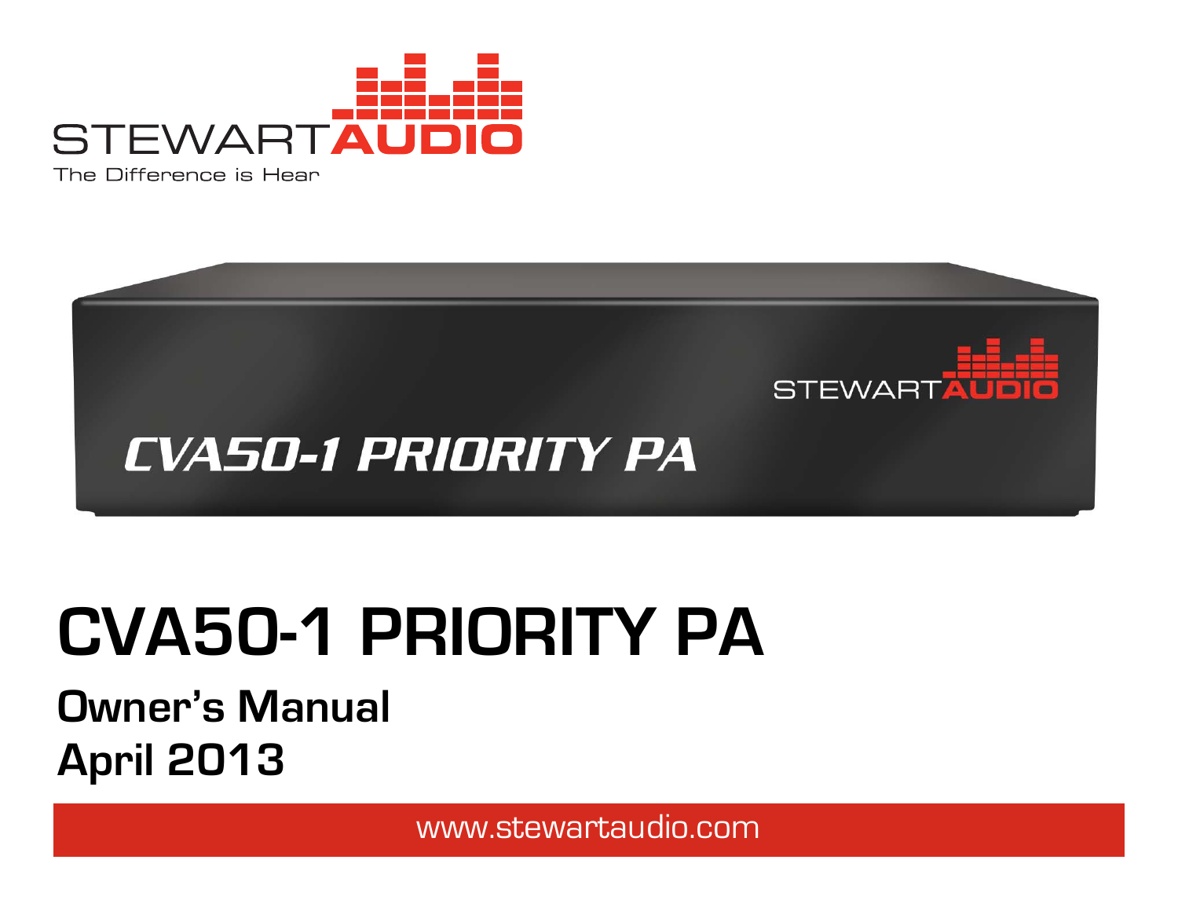STEWART AUDIO

The Difference is Hear

# CVA50-1 PRIORITY PA

## Owner's Manual
## April 2013

www.stewartaudio.com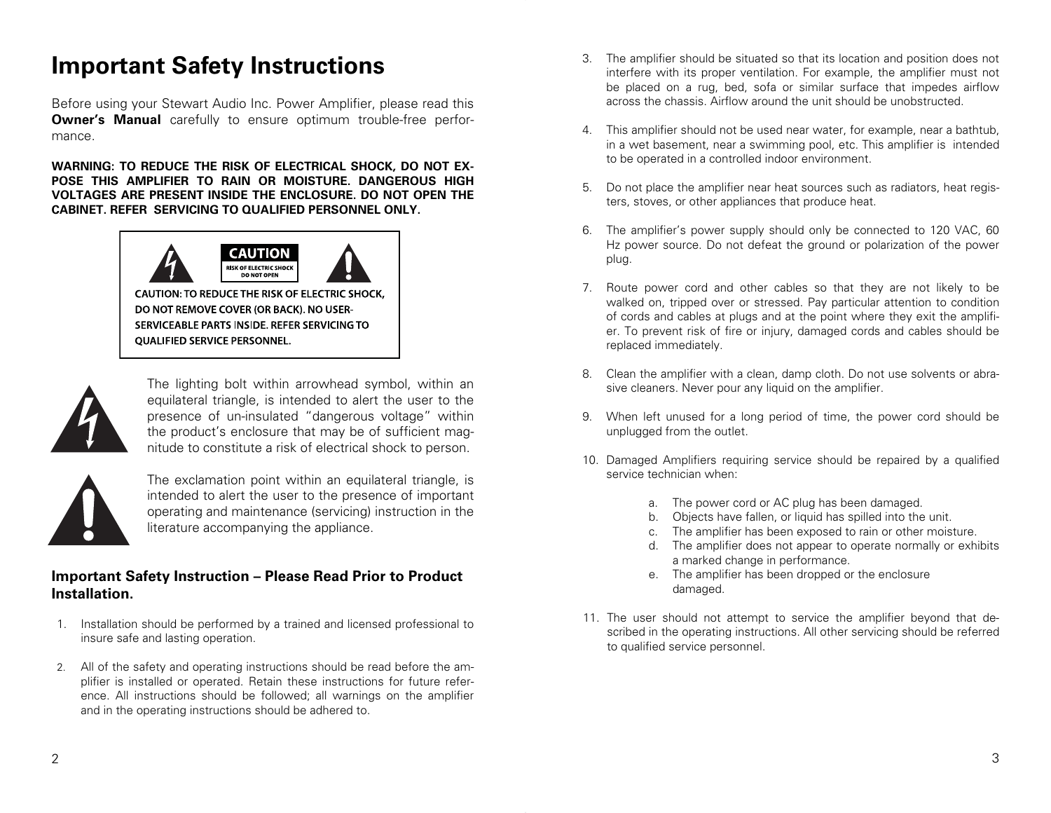# Important Safety Instructions

Before using your Stewart Audio Inc. Power Amplifier, please read this **Owner's Manual** carefully to ensure optimum trouble-free performance.

**WARNING: TO REDUCE THE RISK OF ELECTRICAL SHOCK, DO NOT EXPOSE THIS AMPLIFIER TO RAIN OR MOISTURE. DANGEROUS HIGH VOLTAGES ARE PRESENT INSIDE THE ENCLOSURE. DO NOT OPEN THE CABINET. REFER SERVICING TO QUALIFIED PERSONNEL ONLY.**

**CAUTION**
RISK OF ELECTRIC SHOCK
DO NOT OPEN

**CAUTION: TO REDUCE THE RISK OF ELECTRIC SHOCK, DO NOT REMOVE COVER (OR BACK). NO USER-SERVICEABLE PARTS INSIDE. REFER SERVICING TO QUALIFIED SERVICE PERSONNEL.**

The lighting bolt within arrowhead symbol, within an equilateral triangle, is intended to alert the user to the presence of un-insulated "dangerous voltage" within the product's enclosure that may be of sufficient magnitude to constitute a risk of electrical shock to person.

The exclamation point within an equilateral triangle, is intended to alert the user to the presence of important operating and maintenance (servicing) instruction in the literature accompanying the appliance.

## Important Safety Instruction – Please Read Prior to Product Installation.

1. Installation should be performed by a trained and licensed professional to insure safe and lasting operation.
2. All of the safety and operating instructions should be read before the amplifier is installed or operated. Retain these instructions for future reference. All instructions should be followed; all warnings on the amplifier and in the operating instructions should be adhered to.
3. The amplifier should be situated so that its location and position does not interfere with its proper ventilation. For example, the amplifier must not be placed on a rug, bed, sofa or similar surface that impedes airflow across the chassis. Airflow around the unit should be unobstructed.
4. This amplifier should not be used near water, for example, near a bathtub, in a wet basement, near a swimming pool, etc. This amplifier is intended to be operated in a controlled indoor environment.
5. Do not place the amplifier near heat sources such as radiators, heat registers, stoves, or other appliances that produce heat.
6. The amplifier's power supply should only be connected to 120 VAC, 60 Hz power source. Do not defeat the ground or polarization of the power plug.
7. Route power cord and other cables so that they are not likely to be walked on, tripped over or stressed. Pay particular attention to condition of cords and cables at plugs and at the point where they exit the amplifier. To prevent risk of fire or injury, damaged cords and cables should be replaced immediately.
8. Clean the amplifier with a clean, damp cloth. Do not use solvents or abrasive cleaners. Never pour any liquid on the amplifier.
9. When left unused for a long period of time, the power cord should be unplugged from the outlet.
10. Damaged Amplifiers requiring service should be repaired by a qualified service technician when:
    a. The power cord or AC plug has been damaged.
    b. Objects have fallen, or liquid has spilled into the unit.
    c. The amplifier has been exposed to rain or other moisture.
    d. The amplifier does not appear to operate normally or exhibits a marked change in performance.
    e. The amplifier has been dropped or the enclosure damaged.
11. The user should not attempt to service the amplifier beyond that described in the operating instructions. All other servicing should be referred to qualified service personnel.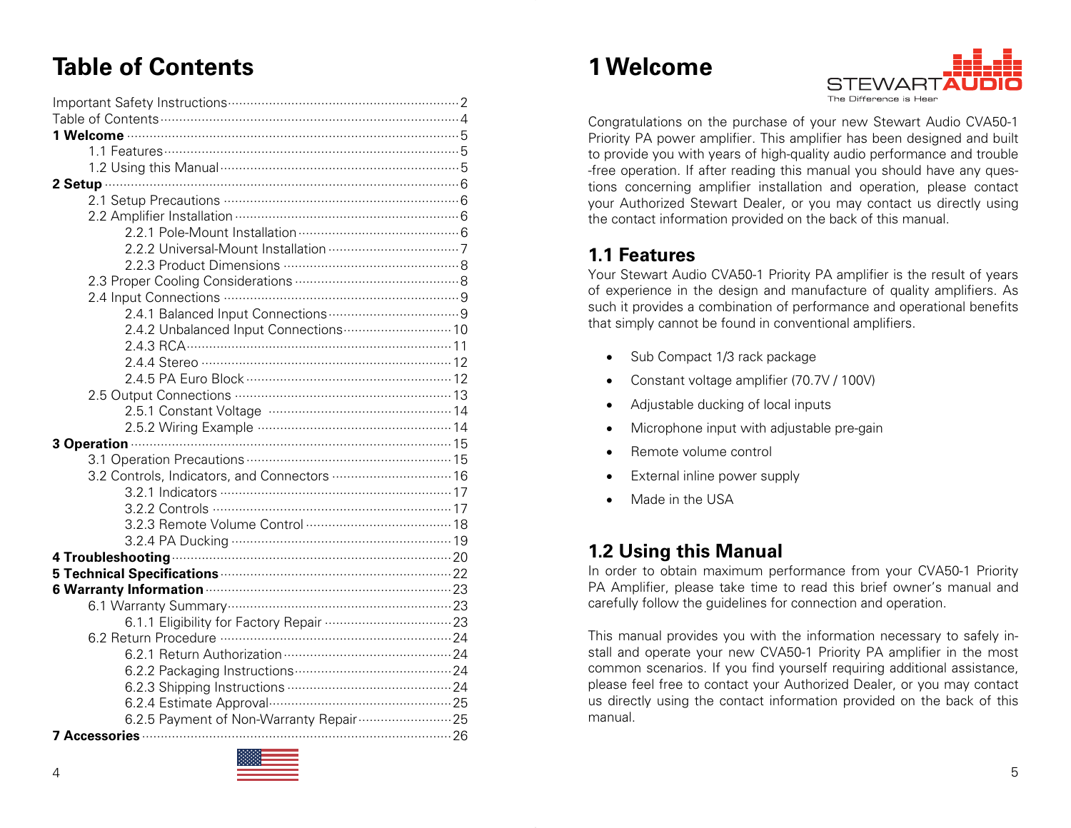# Table of Contents

- Important Safety Instructions ... 2
- Table of Contents ... 4
- **1 Welcome** ... 5
  - 1.1 Features ... 5
  - 1.2 Using this Manual ... 5
- **2 Setup** ... 6
  - 2.1 Setup Precautions ... 6
  - 2.2 Amplifier Installation ... 6
    - 2.2.1 Pole-Mount Installation ... 6
    - 2.2.2 Universal-Mount Installation ... 7
    - 2.2.3 Product Dimensions ... 8
  - 2.3 Proper Cooling Considerations ... 8
  - 2.4 Input Connections ... 9
    - 2.4.1 Balanced Input Connections ... 9
    - 2.4.2 Unbalanced Input Connections ... 10
    - 2.4.3 RCA ... 11
    - 2.4.4 Stereo ... 12
    - 2.4.5 PA Euro Block ... 12
  - 2.5 Output Connections ... 13
    - 2.5.1 Constant Voltage ... 14
    - 2.5.2 Wiring Example ... 14
- **3 Operation** ... 15
  - 3.1 Operation Precautions ... 15
  - 3.2 Controls, Indicators, and Connectors ... 16
    - 3.2.1 Indicators ... 17
    - 3.2.2 Controls ... 17
    - 3.2.3 Remote Volume Control ... 18
    - 3.2.4 PA Ducking ... 19
- **4 Troubleshooting** ... 20
- **5 Technical Specifications** ... 22
- **6 Warranty Information** ... 23
  - 6.1 Warranty Summary ... 23
    - 6.1.1 Eligibility for Factory Repair ... 23
  - 6.2 Return Procedure ... 24
    - 6.2.1 Return Authorization ... 24
    - 6.2.2 Packaging Instructions ... 24
    - 6.2.3 Shipping Instructions ... 24
    - 6.2.4 Estimate Approval ... 25
    - 6.2.5 Payment of Non-Warranty Repair ... 25
- **7 Accessories** ... 26

# 1 Welcome

STEWART AUDIO
The Difference is Hear

Congratulations on the purchase of your new Stewart Audio CVA50-1 Priority PA power amplifier. This amplifier has been designed and built to provide you with years of high-quality audio performance and trouble-free operation. If after reading this manual you should have any questions concerning amplifier installation and operation, please contact your Authorized Stewart Dealer, or you may contact us directly using the contact information provided on the back of this manual.

## 1.1 Features

Your Stewart Audio CVA50-1 Priority PA amplifier is the result of years of experience in the design and manufacture of quality amplifiers. As such it provides a combination of performance and operational benefits that simply cannot be found in conventional amplifiers.

- Sub Compact 1/3 rack package
- Constant voltage amplifier (70.7V / 100V)
- Adjustable ducking of local inputs
- Microphone input with adjustable pre-gain
- Remote volume control
- External inline power supply
- Made in the USA

## 1.2 Using this Manual

In order to obtain maximum performance from your CVA50-1 Priority PA Amplifier, please take time to read this brief owner's manual and carefully follow the guidelines for connection and operation.

This manual provides you with the information necessary to safely install and operate your new CVA50-1 Priority PA amplifier in the most common scenarios. If you find yourself requiring additional assistance, please feel free to contact your Authorized Dealer, or you may contact us directly using the contact information provided on the back of this manual.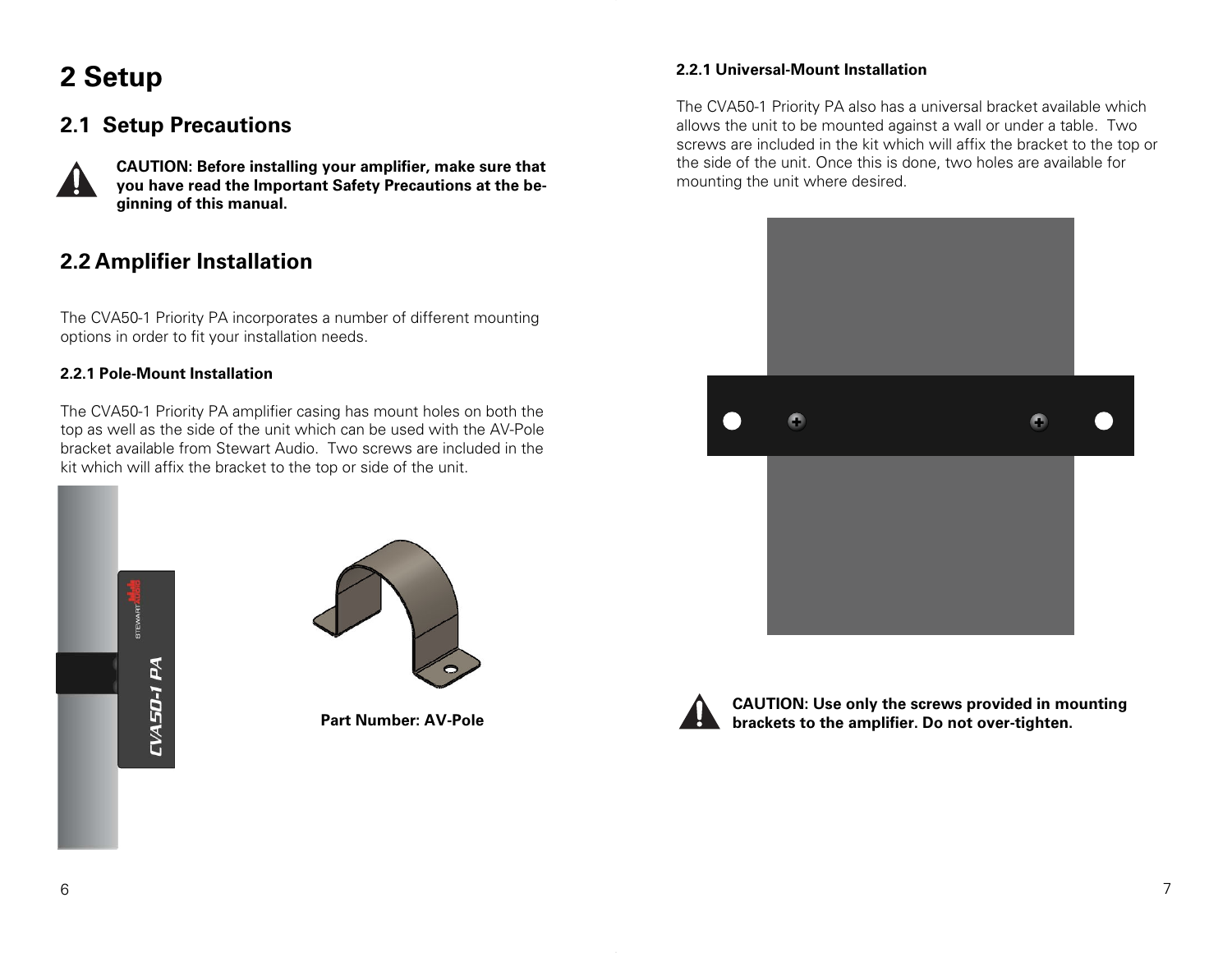# 2 Setup

## 2.1 Setup Precautions

**CAUTION: Before installing your amplifier, make sure that you have read the Important Safety Precautions at the beginning of this manual.**

## 2.2 Amplifier Installation

The CVA50-1 Priority PA incorporates a number of different mounting options in order to fit your installation needs.

### 2.2.1 Pole-Mount Installation

The CVA50-1 Priority PA amplifier casing has mount holes on both the top as well as the side of the unit which can be used with the AV-Pole bracket available from Stewart Audio. Two screws are included in the kit which will affix the bracket to the top or side of the unit.

**Part Number: AV-Pole**

### 2.2.1 Universal-Mount Installation

The CVA50-1 Priority PA also has a universal bracket available which allows the unit to be mounted against a wall or under a table. Two screws are included in the kit which will affix the bracket to the top or the side of the unit. Once this is done, two holes are available for mounting the unit where desired.

**CAUTION: Use only the screws provided in mounting brackets to the amplifier. Do not over-tighten.**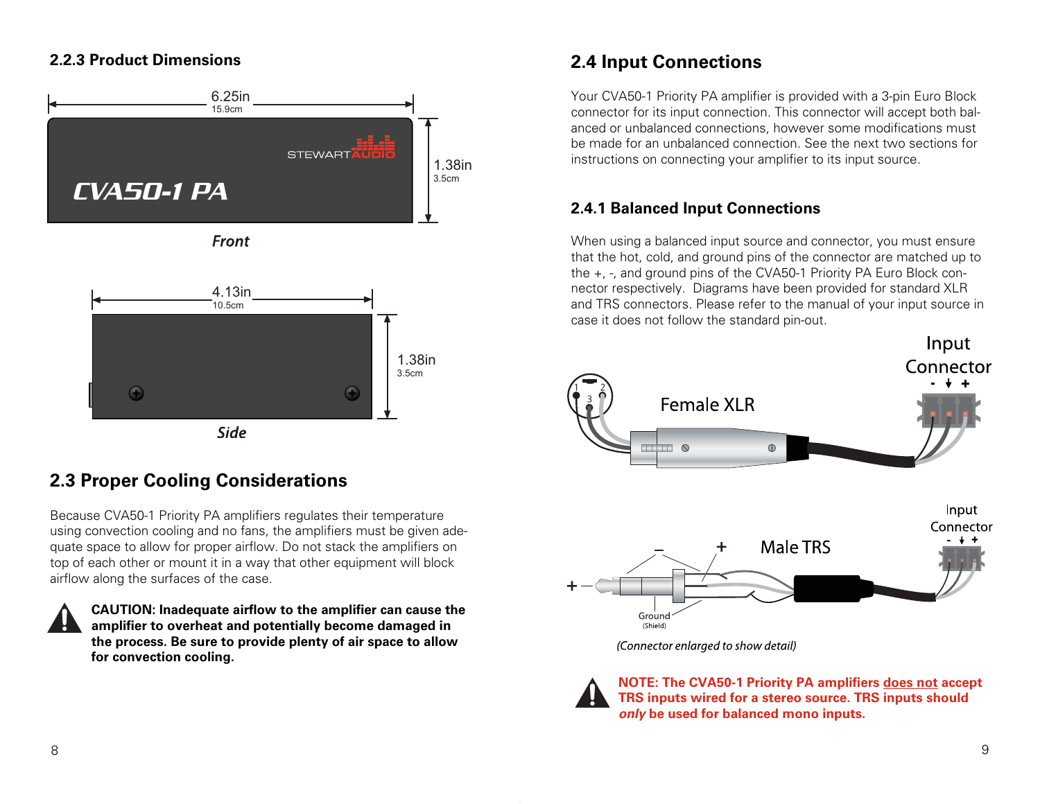### 2.2.3 Product Dimensions

6.25in
15.9cm

1.38in
3.5cm

*Front*

4.13in
10.5cm

1.38in
3.5cm

*Side*

## 2.3 Proper Cooling Considerations

Because CVA50-1 Priority PA amplifiers regulates their temperature using convection cooling and no fans, the amplifiers must be given adequate space to allow for proper airflow. Do not stack the amplifiers on top of each other or mount it in a way that other equipment will block airflow along the surfaces of the case.

**CAUTION: Inadequate airflow to the amplifier can cause the amplifier to overheat and potentially become damaged in the process. Be sure to provide plenty of air space to allow for convection cooling.**

## 2.4 Input Connections

Your CVA50-1 Priority PA amplifier is provided with a 3-pin Euro Block connector for its input connection. This connector will accept both balanced or unbalanced connections, however some modifications must be made for an unbalanced connection. See the next two sections for instructions on connecting your amplifier to its input source.

### 2.4.1 Balanced Input Connections

When using a balanced input source and connector, you must ensure that the hot, cold, and ground pins of the connector are matched up to the +, -, and ground pins of the CVA50-1 Priority PA Euro Block connector respectively. Diagrams have been provided for standard XLR and TRS connectors. Please refer to the manual of your input source in case it does not follow the standard pin-out.

Input Connector

Female XLR

Input Connector

Male TRS

Ground (Shield)

*(Connector enlarged to show detail)*

**NOTE: The CVA50-1 Priority PA amplifiers does not accept TRS inputs wired for a stereo source. TRS inputs should *only* be used for balanced mono inputs.**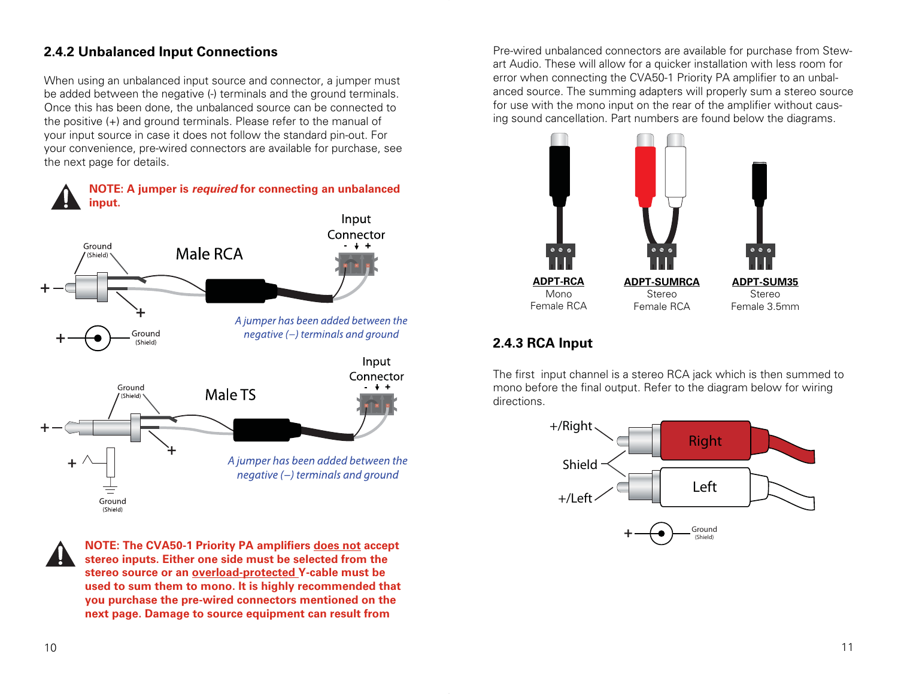## 2.4.2 Unbalanced Input Connections

When using an unbalanced input source and connector, a jumper must be added between the negative (-) terminals and the ground terminals. Once this has been done, the unbalanced source can be connected to the positive (+) and ground terminals. Please refer to the manual of your input source in case it does not follow the standard pin-out. For your convenience, pre-wired connectors are available for purchase, see the next page for details.

**NOTE: A jumper is *required* for connecting an unbalanced input.**

Male RCA

Input Connector

*A jumper has been added between the negative (–) terminals and ground*

Male TS

Input Connector

*A jumper has been added between the negative (–) terminals and ground*

**NOTE: The CVA50-1 Priority PA amplifiers does not accept stereo inputs. Either one side must be selected from the stereo source or an overload-protected Y-cable must be used to sum them to mono. It is highly recommended that you purchase the pre-wired connectors mentioned on the next page. Damage to source equipment can result from**

Pre-wired unbalanced connectors are available for purchase from Stewart Audio. These will allow for a quicker installation with less room for error when connecting the CVA50-1 Priority PA amplifier to an unbalanced source. The summing adapters will properly sum a stereo source for use with the mono input on the rear of the amplifier without causing sound cancellation. Part numbers are found below the diagrams.

**ADPT-RCA**
Mono
Female RCA

**ADPT-SUMRCA**
Stereo
Female RCA

**ADPT-SUM35**
Stereo
Female 3.5mm

## 2.4.3 RCA Input

The first input channel is a stereo RCA jack which is then summed to mono before the final output. Refer to the diagram below for wiring directions.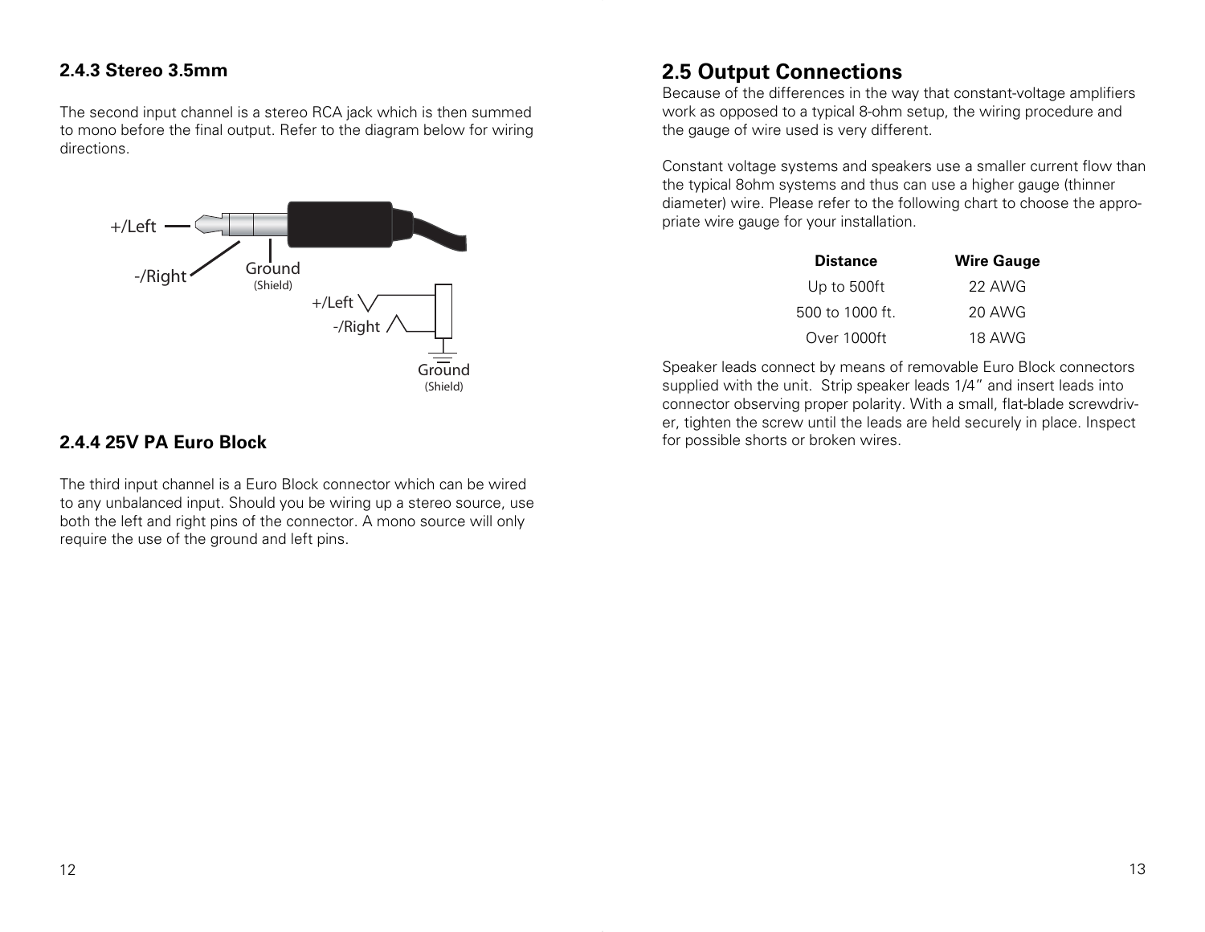### 2.4.3 Stereo 3.5mm

The second input channel is a stereo RCA jack which is then summed to mono before the final output. Refer to the diagram below for wiring directions.

+/Left

-/Right

Ground
(Shield)

+/Left

-/Right

Ground
(Shield)

### 2.4.4 25V PA Euro Block

The third input channel is a Euro Block connector which can be wired to any unbalanced input. Should you be wiring up a stereo source, use both the left and right pins of the connector. A mono source will only require the use of the ground and left pins.

## 2.5 Output Connections

Because of the differences in the way that constant-voltage amplifiers work as opposed to a typical 8-ohm setup, the wiring procedure and the gauge of wire used is very different.

Constant voltage systems and speakers use a smaller current flow than the typical 8ohm systems and thus can use a higher gauge (thinner diameter) wire. Please refer to the following chart to choose the appropriate wire gauge for your installation.

| Distance | Wire Gauge |
|---|---|
| Up to 500ft | 22 AWG |
| 500 to 1000 ft. | 20 AWG |
| Over 1000ft | 18 AWG |

Speaker leads connect by means of removable Euro Block connectors supplied with the unit. Strip speaker leads 1/4" and insert leads into connector observing proper polarity. With a small, flat-blade screwdriver, tighten the screw until the leads are held securely in place. Inspect for possible shorts or broken wires.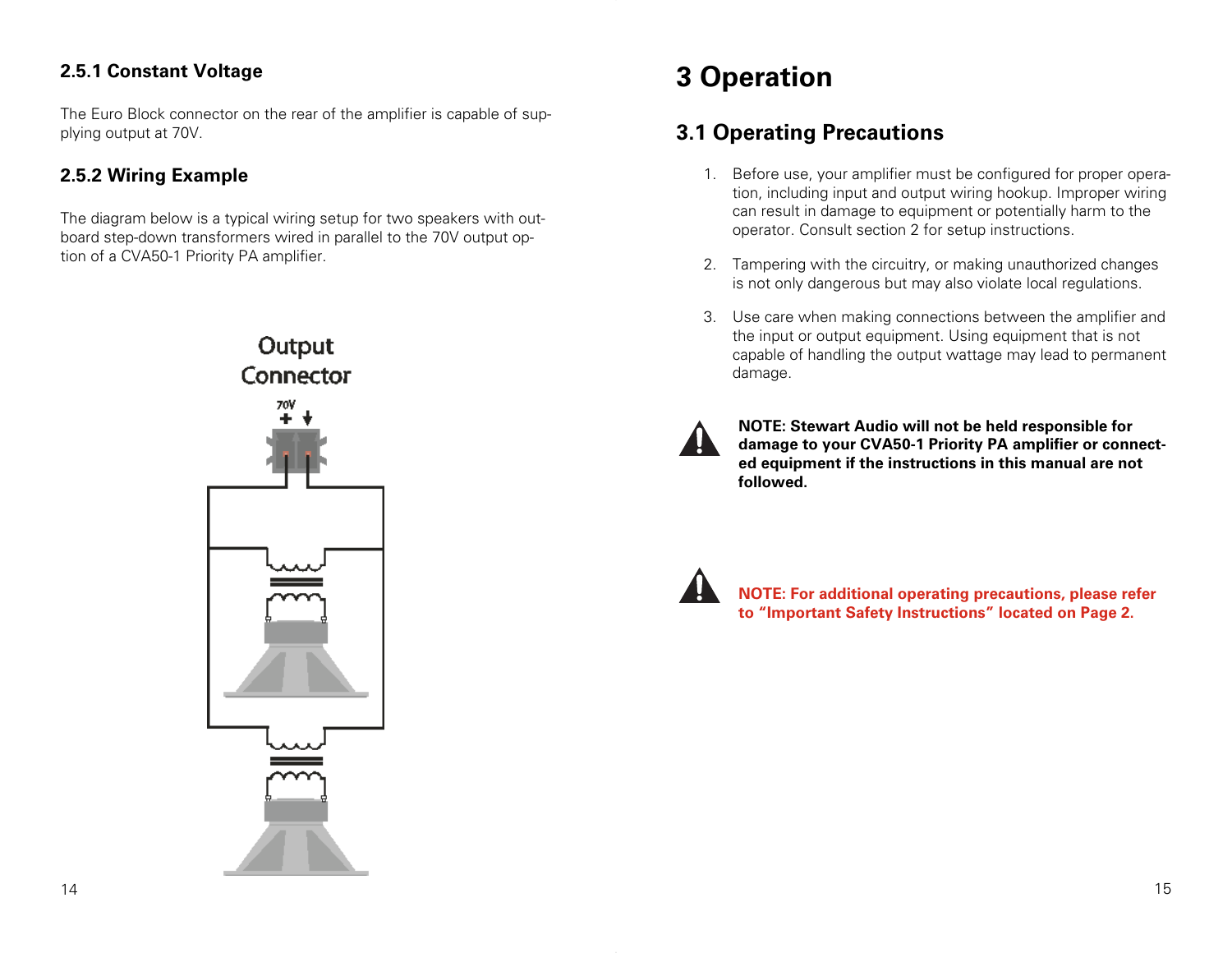### 2.5.1 Constant Voltage

The Euro Block connector on the rear of the amplifier is capable of supplying output at 70V.

### 2.5.2 Wiring Example

The diagram below is a typical wiring setup for two speakers with outboard step-down transformers wired in parallel to the 70V output option of a CVA50-1 Priority PA amplifier.

Output Connector

70V + ⏚

# 3 Operation

## 3.1 Operating Precautions

1. Before use, your amplifier must be configured for proper operation, including input and output wiring hookup. Improper wiring can result in damage to equipment or potentially harm to the operator. Consult section 2 for setup instructions.

2. Tampering with the circuitry, or making unauthorized changes is not only dangerous but may also violate local regulations.

3. Use care when making connections between the amplifier and the input or output equipment. Using equipment that is not capable of handling the output wattage may lead to permanent damage.

**NOTE: Stewart Audio will not be held responsible for damage to your CVA50-1 Priority PA amplifier or connected equipment if the instructions in this manual are not followed.**

**NOTE: For additional operating precautions, please refer to "Important Safety Instructions" located on Page 2.**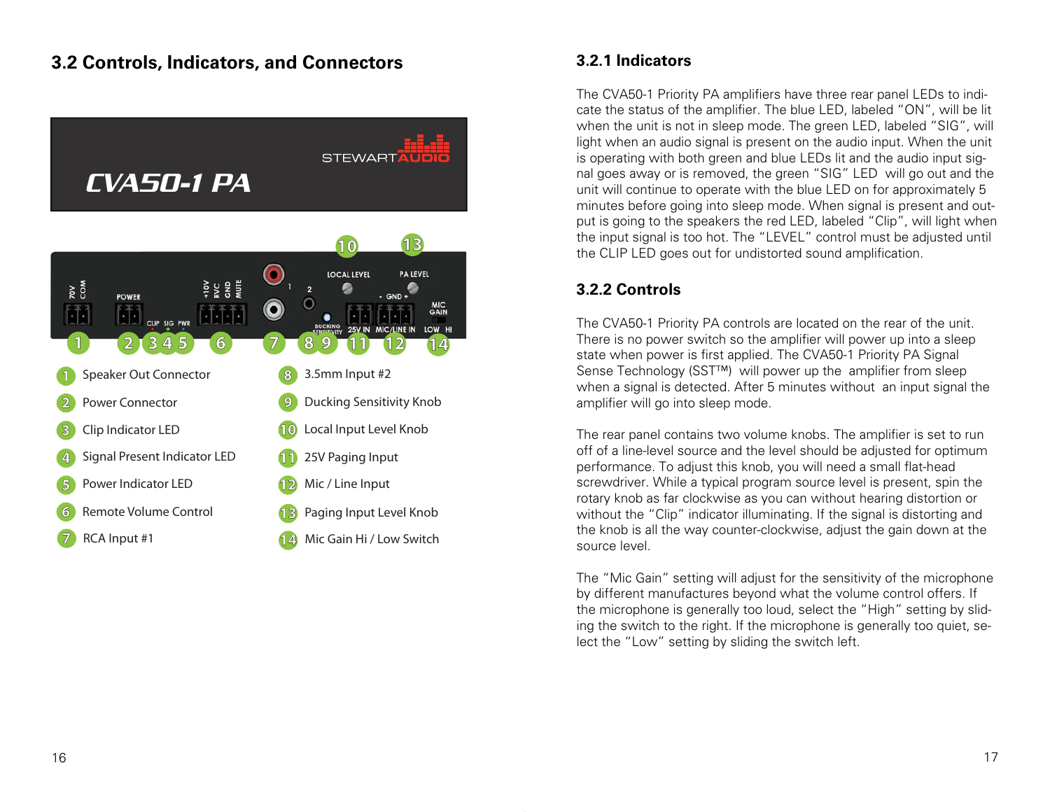## 3.2 Controls, Indicators, and Connectors

1. Speaker Out Connector
2. Power Connector
3. Clip Indicator LED
4. Signal Present Indicator LED
5. Power Indicator LED
6. Remote Volume Control
7. RCA Input #1
8. 3.5mm Input #2
9. Ducking Sensitivity Knob
10. Local Input Level Knob
11. 25V Paging Input
12. Mic / Line Input
13. Paging Input Level Knob
14. Mic Gain Hi / Low Switch

### 3.2.1 Indicators

The CVA50-1 Priority PA amplifiers have three rear panel LEDs to indicate the status of the amplifier. The blue LED, labeled "ON", will be lit when the unit is not in sleep mode. The green LED, labeled "SIG", will light when an audio signal is present on the audio input. When the unit is operating with both green and blue LEDs lit and the audio input signal goes away or is removed, the green "SIG" LED will go out and the unit will continue to operate with the blue LED on for approximately 5 minutes before going into sleep mode. When signal is present and output is going to the speakers the red LED, labeled "Clip", will light when the input signal is too hot. The "LEVEL" control must be adjusted until the CLIP LED goes out for undistorted sound amplification.

### 3.2.2 Controls

The CVA50-1 Priority PA controls are located on the rear of the unit. There is no power switch so the amplifier will power up into a sleep state when power is first applied. The CVA50-1 Priority PA Signal Sense Technology (SST™) will power up the amplifier from sleep when a signal is detected. After 5 minutes without an input signal the amplifier will go into sleep mode.

The rear panel contains two volume knobs. The amplifier is set to run off of a line-level source and the level should be adjusted for optimum performance. To adjust this knob, you will need a small flat-head screwdriver. While a typical program source level is present, spin the rotary knob as far clockwise as you can without hearing distortion or without the "Clip" indicator illuminating. If the signal is distorting and the knob is all the way counter-clockwise, adjust the gain down at the source level.

The "Mic Gain" setting will adjust for the sensitivity of the microphone by different manufactures beyond what the volume control offers. If the microphone is generally too loud, select the "High" setting by sliding the switch to the right. If the microphone is generally too quiet, select the "Low" setting by sliding the switch left.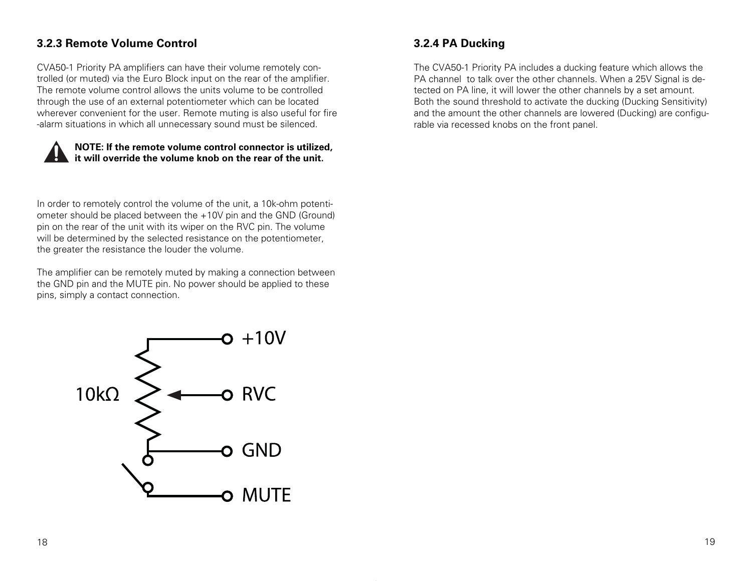### 3.2.3 Remote Volume Control

CVA50-1 Priority PA amplifiers can have their volume remotely controlled (or muted) via the Euro Block input on the rear of the amplifier. The remote volume control allows the units volume to be controlled through the use of an external potentiometer which can be located wherever convenient for the user. Remote muting is also useful for fire-alarm situations in which all unnecessary sound must be silenced.

**NOTE: If the remote volume control connector is utilized, it will override the volume knob on the rear of the unit.**

In order to remotely control the volume of the unit, a 10k-ohm potentiometer should be placed between the +10V pin and the GND (Ground) pin on the rear of the unit with its wiper on the RVC pin. The volume will be determined by the selected resistance on the potentiometer, the greater the resistance the louder the volume.

The amplifier can be remotely muted by making a connection between the GND pin and the MUTE pin. No power should be applied to these pins, simply a contact connection.

10kΩ

+10V

RVC

GND

MUTE

### 3.2.4 PA Ducking

The CVA50-1 Priority PA includes a ducking feature which allows the PA channel to talk over the other channels. When a 25V Signal is detected on PA line, it will lower the other channels by a set amount. Both the sound threshold to activate the ducking (Ducking Sensitivity) and the amount the other channels are lowered (Ducking) are configurable via recessed knobs on the front panel.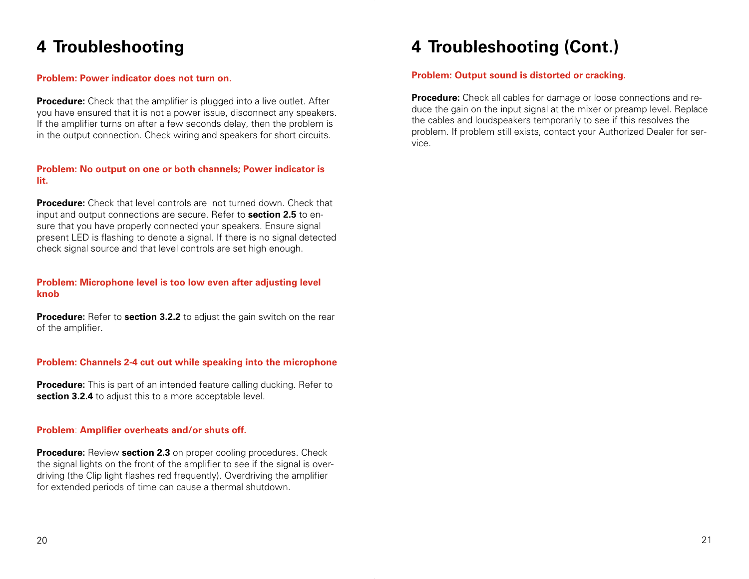# 4 Troubleshooting

**Problem: Power indicator does not turn on.**

**Procedure:** Check that the amplifier is plugged into a live outlet. After you have ensured that it is not a power issue, disconnect any speakers. If the amplifier turns on after a few seconds delay, then the problem is in the output connection. Check wiring and speakers for short circuits.

**Problem: No output on one or both channels; Power indicator is lit.**

**Procedure:** Check that level controls are not turned down. Check that input and output connections are secure. Refer to **section 2.5** to ensure that you have properly connected your speakers. Ensure signal present LED is flashing to denote a signal. If there is no signal detected check signal source and that level controls are set high enough.

**Problem: Microphone level is too low even after adjusting level knob**

**Procedure:** Refer to **section 3.2.2** to adjust the gain switch on the rear of the amplifier.

**Problem: Channels 2-4 cut out while speaking into the microphone**

**Procedure:** This is part of an intended feature calling ducking. Refer to **section 3.2.4** to adjust this to a more acceptable level.

**Problem: Amplifier overheats and/or shuts off.**

**Procedure:** Review **section 2.3** on proper cooling procedures. Check the signal lights on the front of the amplifier to see if the signal is overdriving (the Clip light flashes red frequently). Overdriving the amplifier for extended periods of time can cause a thermal shutdown.

# 4 Troubleshooting (Cont.)

**Problem: Output sound is distorted or cracking.**

**Procedure:** Check all cables for damage or loose connections and reduce the gain on the input signal at the mixer or preamp level. Replace the cables and loudspeakers temporarily to see if this resolves the problem. If problem still exists, contact your Authorized Dealer for service.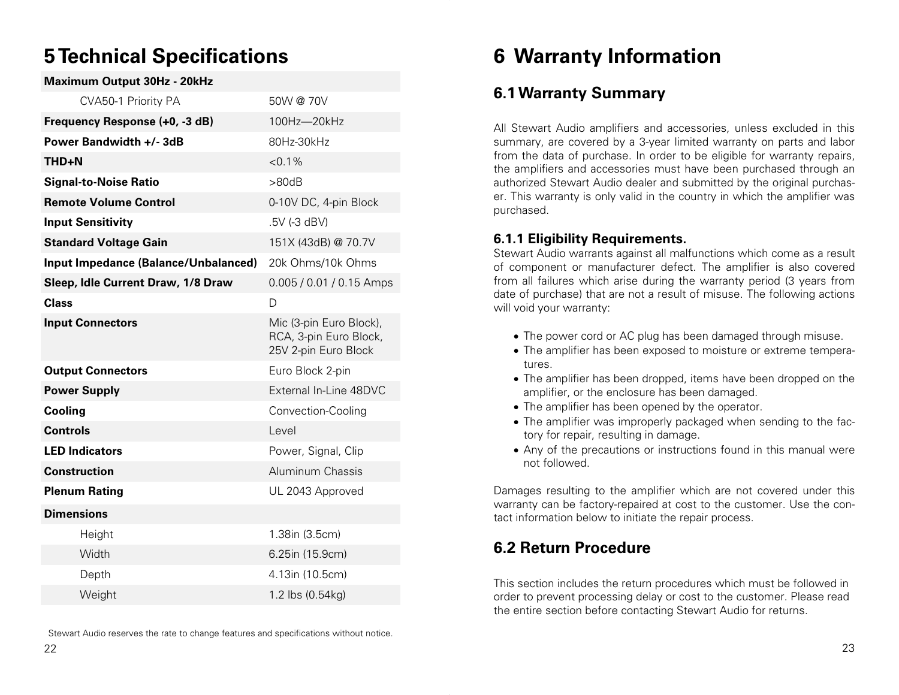# 5 Technical Specifications

| **Maximum Output 30Hz - 20kHz** | |
|---|---|
| CVA50-1 Priority PA | 50W @ 70V |
| **Frequency Response (+0, -3 dB)** | 100Hz—20kHz |
| **Power Bandwidth +/- 3dB** | 80Hz-30kHz |
| **THD+N** | <0.1% |
| **Signal-to-Noise Ratio** | >80dB |
| **Remote Volume Control** | 0-10V DC, 4-pin Block |
| **Input Sensitivity** | .5V (-3 dBV) |
| **Standard Voltage Gain** | 151X (43dB) @ 70.7V |
| **Input Impedance (Balance/Unbalanced)** | 20k Ohms/10k Ohms |
| **Sleep, Idle Current Draw, 1/8 Draw** | 0.005 / 0.01 / 0.15 Amps |
| **Class** | D |
| **Input Connectors** | Mic (3-pin Euro Block), RCA, 3-pin Euro Block, 25V 2-pin Euro Block |
| **Output Connectors** | Euro Block 2-pin |
| **Power Supply** | External In-Line 48DVC |
| **Cooling** | Convection-Cooling |
| **Controls** | Level |
| **LED Indicators** | Power, Signal, Clip |
| **Construction** | Aluminum Chassis |
| **Plenum Rating** | UL 2043 Approved |
| **Dimensions** | |
| Height | 1.38in (3.5cm) |
| Width | 6.25in (15.9cm) |
| Depth | 4.13in (10.5cm) |
| Weight | 1.2 lbs (0.54kg) |

Stewart Audio reserves the rate to change features and specifications without notice.

# 6 Warranty Information

## 6.1 Warranty Summary

All Stewart Audio amplifiers and accessories, unless excluded in this summary, are covered by a 3-year limited warranty on parts and labor from the data of purchase. In order to be eligible for warranty repairs, the amplifiers and accessories must have been purchased through an authorized Stewart Audio dealer and submitted by the original purchaser. This warranty is only valid in the country in which the amplifier was purchased.

### 6.1.1 Eligibility Requirements.

Stewart Audio warrants against all malfunctions which come as a result of component or manufacturer defect. The amplifier is also covered from all failures which arise during the warranty period (3 years from date of purchase) that are not a result of misuse. The following actions will void your warranty:

- The power cord or AC plug has been damaged through misuse.
- The amplifier has been exposed to moisture or extreme temperatures.
- The amplifier has been dropped, items have been dropped on the amplifier, or the enclosure has been damaged.
- The amplifier has been opened by the operator.
- The amplifier was improperly packaged when sending to the factory for repair, resulting in damage.
- Any of the precautions or instructions found in this manual were not followed.

Damages resulting to the amplifier which are not covered under this warranty can be factory-repaired at cost to the customer. Use the contact information below to initiate the repair process.

## 6.2 Return Procedure

This section includes the return procedures which must be followed in order to prevent processing delay or cost to the customer. Please read the entire section before contacting Stewart Audio for returns.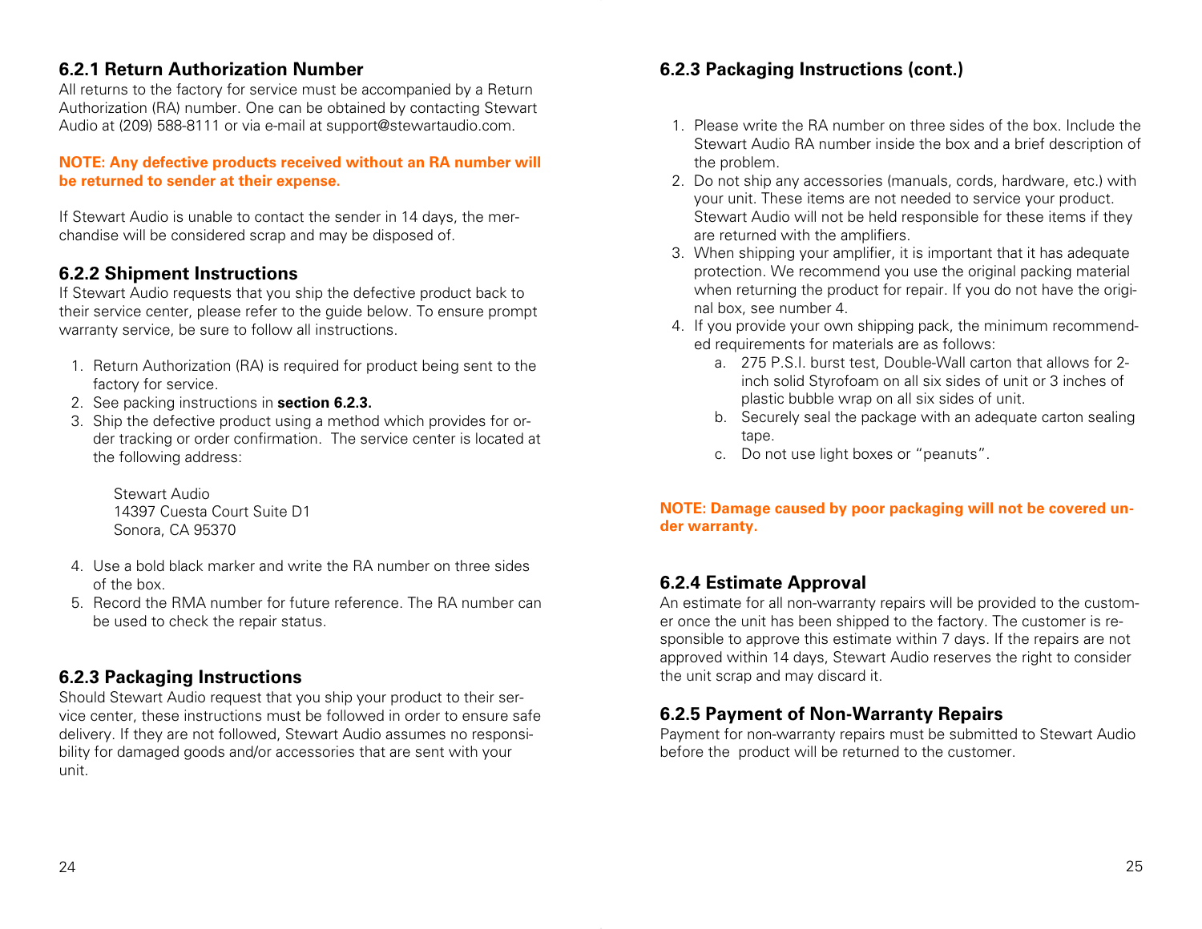### 6.2.1 Return Authorization Number

All returns to the factory for service must be accompanied by a Return Authorization (RA) number. One can be obtained by contacting Stewart Audio at (209) 588-8111 or via e-mail at support@stewartaudio.com.

**NOTE: Any defective products received without an RA number will be returned to sender at their expense.**

If Stewart Audio is unable to contact the sender in 14 days, the merchandise will be considered scrap and may be disposed of.

### 6.2.2 Shipment Instructions

If Stewart Audio requests that you ship the defective product back to their service center, please refer to the guide below. To ensure prompt warranty service, be sure to follow all instructions.

1. Return Authorization (RA) is required for product being sent to the factory for service.
2. See packing instructions in **section 6.2.3.**
3. Ship the defective product using a method which provides for order tracking or order confirmation. The service center is located at the following address:

   Stewart Audio
   14397 Cuesta Court Suite D1
   Sonora, CA 95370

4. Use a bold black marker and write the RA number on three sides of the box.
5. Record the RMA number for future reference. The RA number can be used to check the repair status.

### 6.2.3 Packaging Instructions

Should Stewart Audio request that you ship your product to their service center, these instructions must be followed in order to ensure safe delivery. If they are not followed, Stewart Audio assumes no responsibility for damaged goods and/or accessories that are sent with your unit.

### 6.2.3 Packaging Instructions (cont.)

1. Please write the RA number on three sides of the box. Include the Stewart Audio RA number inside the box and a brief description of the problem.
2. Do not ship any accessories (manuals, cords, hardware, etc.) with your unit. These items are not needed to service your product. Stewart Audio will not be held responsible for these items if they are returned with the amplifiers.
3. When shipping your amplifier, it is important that it has adequate protection. We recommend you use the original packing material when returning the product for repair. If you do not have the original box, see number 4.
4. If you provide your own shipping pack, the minimum recommended requirements for materials are as follows:
   a. 275 P.S.I. burst test, Double-Wall carton that allows for 2-inch solid Styrofoam on all six sides of unit or 3 inches of plastic bubble wrap on all six sides of unit.
   b. Securely seal the package with an adequate carton sealing tape.
   c. Do not use light boxes or "peanuts".

**NOTE: Damage caused by poor packaging will not be covered under warranty.**

### 6.2.4 Estimate Approval

An estimate for all non-warranty repairs will be provided to the customer once the unit has been shipped to the factory. The customer is responsible to approve this estimate within 7 days. If the repairs are not approved within 14 days, Stewart Audio reserves the right to consider the unit scrap and may discard it.

### 6.2.5 Payment of Non-Warranty Repairs

Payment for non-warranty repairs must be submitted to Stewart Audio before the product will be returned to the customer.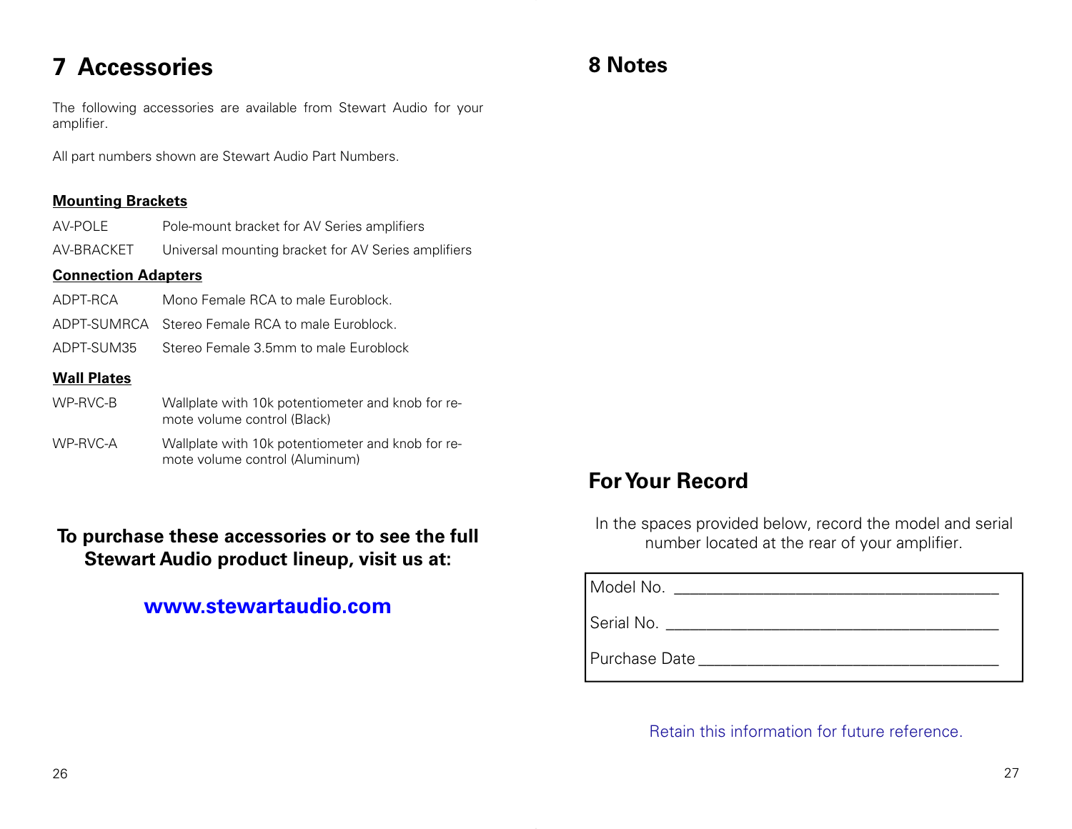# 7 Accessories

The following accessories are available from Stewart Audio for your amplifier.

All part numbers shown are Stewart Audio Part Numbers.

**Mounting Brackets**

| | |
|---|---|
| AV-POLE | Pole-mount bracket for AV Series amplifiers |
| AV-BRACKET | Universal mounting bracket for AV Series amplifiers |

**Connection Adapters**

| | |
|---|---|
| ADPT-RCA | Mono Female RCA to male Euroblock. |
| ADPT-SUMRCA | Stereo Female RCA to male Euroblock. |
| ADPT-SUM35 | Stereo Female 3.5mm to male Euroblock |

**Wall Plates**

| | |
|---|---|
| WP-RVC-B | Wallplate with 10k potentiometer and knob for remote volume control (Black) |
| WP-RVC-A | Wallplate with 10k potentiometer and knob for remote volume control (Aluminum) |

**To purchase these accessories or to see the full Stewart Audio product lineup, visit us at:**

**www.stewartaudio.com**

# 8 Notes

## For Your Record

In the spaces provided below, record the model and serial number located at the rear of your amplifier.

Model No. ____________________________________

Serial No. ____________________________________

Purchase Date __________________________________

Retain this information for future reference.